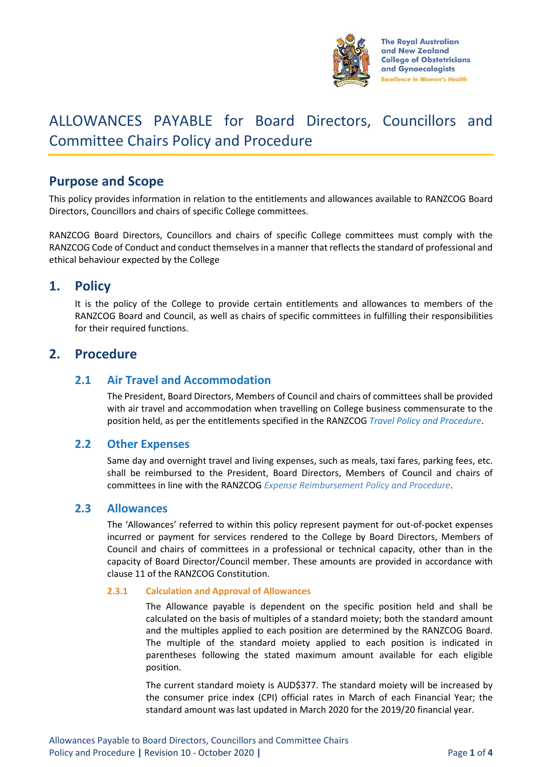# ALLOWANCES PAYABLE for Board Directors, Councillors and Committee Chairs Policy and Procedure

## Purpose and Scope

This policy provides information in relation to the entitlements and allowances available to RANZCOG Board Directors, Councillors and chairs of specific College committees.

RANZCOG Board Directors, Councillors and chairs of specific College committees must comply with the RANZCOG Code of Conduct and conduct themselves in a manner that reflects the standard of professional and ethical behaviour expected by the College

## 1. Policy

It is the policy of the College to provide certain entitlements and allowances to members of the RANZCOG Board and Council, as well as chairs of specific committees in fulfilling their responsibilities for their required functions.

## 2. Procedure

### 2.1 Air Travel and Accommodation

The President, Board Directors, Members of Council and chairs of committees shall be provided with air travel and accommodation when travelling on College business commensurate to the position held, as per the entitlements specified in the RANZCOG *Travel Policy and Procedure*.

### 2.2 Other Expenses

Same day and overnight travel and living expenses, such as meals, taxi fares, parking fees, etc. shall be reimbursed to the President, Board Directors, Members of Council and chairs of committees in line with the RANZCOG *Expense Reimbursement Policy and Procedure*.

### 2.3 Allowances

The 'Allowances' referred to within this policy represent payment for out-of-pocket expenses incurred or payment for services rendered to the College by Board Directors, Members of Council and chairs of committees in a professional or technical capacity, other than in the capacity of Board Director/Council member. These amounts are provided in accordance with clause 11 of the RANZCOG Constitution.

#### 2.3.1 Calculation and Approval of Allowances

The Allowance payable is dependent on the specific position held and shall be calculated on the basis of multiples of a standard moiety; both the standard amount and the multiples applied to each position are determined by the RANZCOG Board. The multiple of the standard moiety applied to each position is indicated in parentheses following the stated maximum amount available for each eligible position.

The current standard moiety is AUD$377. The standard moiety will be increased by the consumer price index (CPI) official rates in March of each Financial Year; the standard amount was last updated in March 2020 for the 2019/20 financial year.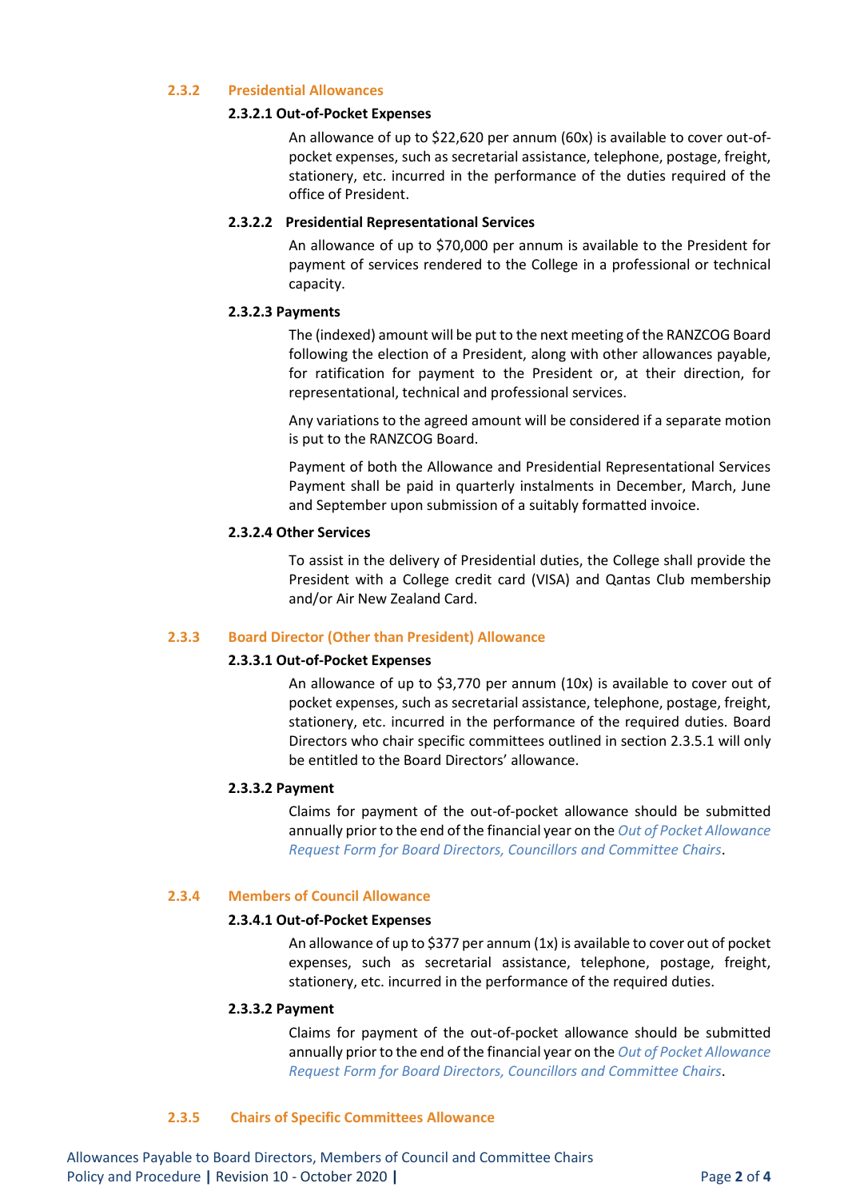### 2.3.2 Presidential Allowances

#### 2.3.2.1 Out-of-Pocket Expenses

An allowance of up to $22,620 per annum (60x) is available to cover out-of-pocket expenses, such as secretarial assistance, telephone, postage, freight, stationery, etc. incurred in the performance of the duties required of the office of President.

#### 2.3.2.2 Presidential Representational Services

An allowance of up to $70,000 per annum is available to the President for payment of services rendered to the College in a professional or technical capacity.

#### 2.3.2.3 Payments

The (indexed) amount will be put to the next meeting of the RANZCOG Board following the election of a President, along with other allowances payable, for ratification for payment to the President or, at their direction, for representational, technical and professional services.

Any variations to the agreed amount will be considered if a separate motion is put to the RANZCOG Board.

Payment of both the Allowance and Presidential Representational Services Payment shall be paid in quarterly instalments in December, March, June and September upon submission of a suitably formatted invoice.

#### 2.3.2.4 Other Services

To assist in the delivery of Presidential duties, the College shall provide the President with a College credit card (VISA) and Qantas Club membership and/or Air New Zealand Card.

### 2.3.3 Board Director (Other than President) Allowance

#### 2.3.3.1 Out-of-Pocket Expenses

An allowance of up to $3,770 per annum (10x) is available to cover out of pocket expenses, such as secretarial assistance, telephone, postage, freight, stationery, etc. incurred in the performance of the required duties. Board Directors who chair specific committees outlined in section 2.3.5.1 will only be entitled to the Board Directors' allowance.

#### 2.3.3.2 Payment

Claims for payment of the out-of-pocket allowance should be submitted annually prior to the end of the financial year on the *Out of Pocket Allowance Request Form for Board Directors, Councillors and Committee Chairs*.

### 2.3.4 Members of Council Allowance

#### 2.3.4.1 Out-of-Pocket Expenses

An allowance of up to $377 per annum (1x) is available to cover out of pocket expenses, such as secretarial assistance, telephone, postage, freight, stationery, etc. incurred in the performance of the required duties.

#### 2.3.3.2 Payment

Claims for payment of the out-of-pocket allowance should be submitted annually prior to the end of the financial year on the *Out of Pocket Allowance Request Form for Board Directors, Councillors and Committee Chairs*.

### 2.3.5 Chairs of Specific Committees Allowance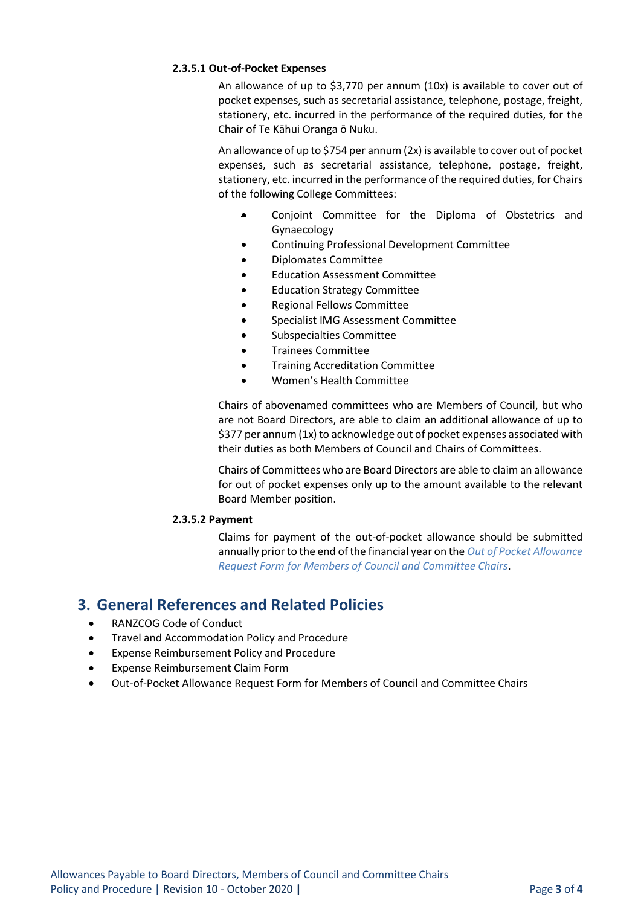#### 2.3.5.1 Out-of-Pocket Expenses

An allowance of up to $3,770 per annum (10x) is available to cover out of pocket expenses, such as secretarial assistance, telephone, postage, freight, stationery, etc. incurred in the performance of the required duties, for the Chair of Te Kāhui Oranga ō Nuku.

An allowance of up to $754 per annum (2x) is available to cover out of pocket expenses, such as secretarial assistance, telephone, postage, freight, stationery, etc. incurred in the performance of the required duties, for Chairs of the following College Committees:

- Conjoint Committee for the Diploma of Obstetrics and Gynaecology
- Continuing Professional Development Committee
- Diplomates Committee
- Education Assessment Committee
- Education Strategy Committee
- Regional Fellows Committee
- Specialist IMG Assessment Committee
- Subspecialties Committee
- Trainees Committee
- Training Accreditation Committee
- Women's Health Committee

Chairs of abovenamed committees who are Members of Council, but who are not Board Directors, are able to claim an additional allowance of up to $377 per annum (1x) to acknowledge out of pocket expenses associated with their duties as both Members of Council and Chairs of Committees.

Chairs of Committees who are Board Directors are able to claim an allowance for out of pocket expenses only up to the amount available to the relevant Board Member position.

#### 2.3.5.2 Payment

Claims for payment of the out-of-pocket allowance should be submitted annually prior to the end of the financial year on the *Out of Pocket Allowance Request Form for Members of Council and Committee Chairs*.

## 3. General References and Related Policies

- RANZCOG Code of Conduct
- Travel and Accommodation Policy and Procedure
- Expense Reimbursement Policy and Procedure
- Expense Reimbursement Claim Form
- Out-of-Pocket Allowance Request Form for Members of Council and Committee Chairs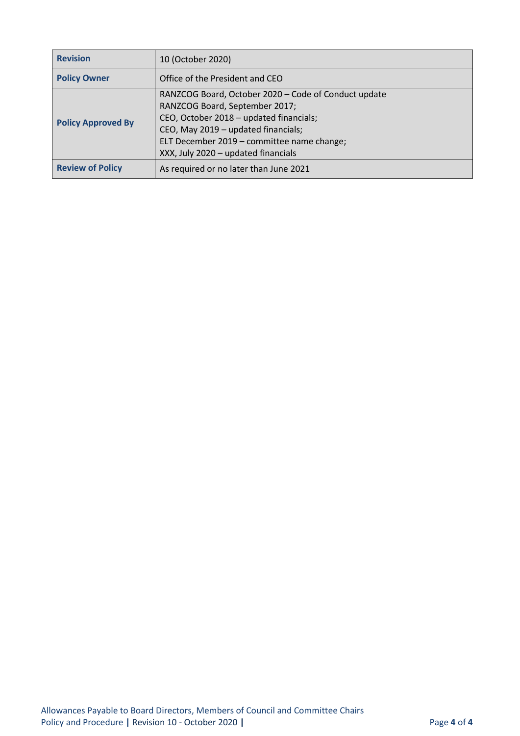| | |
|---|---|
| **Revision** | 10 (October 2020) |
| **Policy Owner** | Office of the President and CEO |
| **Policy Approved By** | RANZCOG Board, October 2020 – Code of Conduct update<br>RANZCOG Board, September 2017;<br>CEO, October 2018 – updated financials;<br>CEO, May 2019 – updated financials;<br>ELT December 2019 – committee name change;<br>XXX, July 2020 – updated financials |
| **Review of Policy** | As required or no later than June 2021 |